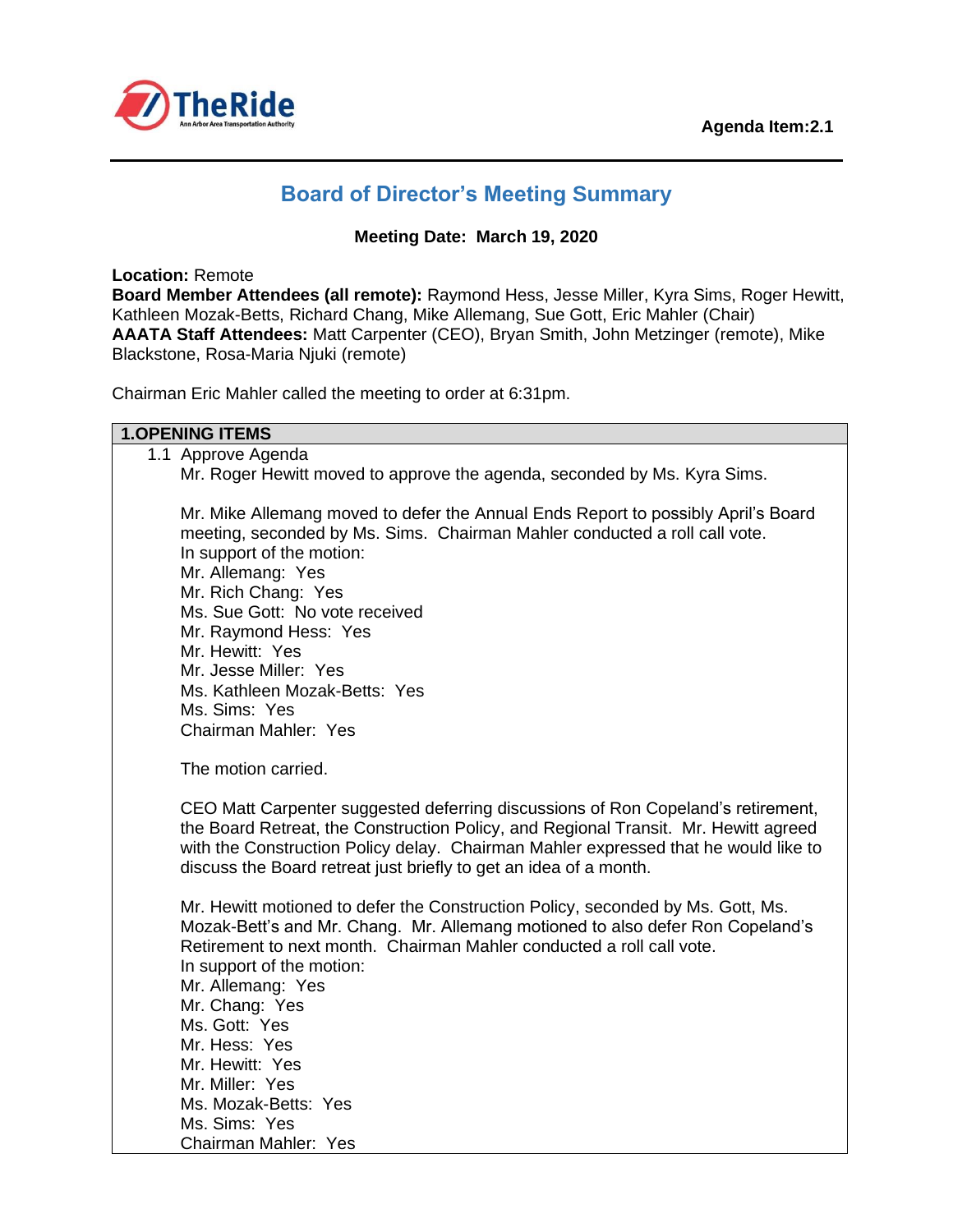Agenda Item:2.1

# Board of Director's Meeting Summary

**Meeting Date: March 19, 2020**

**Location:** Remote
**Board Member Attendees (all remote):** Raymond Hess, Jesse Miller, Kyra Sims, Roger Hewitt, Kathleen Mozak-Betts, Richard Chang, Mike Allemang, Sue Gott, Eric Mahler (Chair)
**AAATA Staff Attendees:** Matt Carpenter (CEO), Bryan Smith, John Metzinger (remote), Mike Blackstone, Rosa-Maria Njuki (remote)

Chairman Eric Mahler called the meeting to order at 6:31pm.

## 1. OPENING ITEMS

1.1 Approve Agenda

Mr. Roger Hewitt moved to approve the agenda, seconded by Ms. Kyra Sims.

Mr. Mike Allemang moved to defer the Annual Ends Report to possibly April's Board meeting, seconded by Ms. Sims. Chairman Mahler conducted a roll call vote.
In support of the motion:
Mr. Allemang: Yes
Mr. Rich Chang: Yes
Ms. Sue Gott: No vote received
Mr. Raymond Hess: Yes
Mr. Hewitt: Yes
Mr. Jesse Miller: Yes
Ms. Kathleen Mozak-Betts: Yes
Ms. Sims: Yes
Chairman Mahler: Yes

The motion carried.

CEO Matt Carpenter suggested deferring discussions of Ron Copeland's retirement, the Board Retreat, the Construction Policy, and Regional Transit. Mr. Hewitt agreed with the Construction Policy delay. Chairman Mahler expressed that he would like to discuss the Board retreat just briefly to get an idea of a month.

Mr. Hewitt motioned to defer the Construction Policy, seconded by Ms. Gott, Ms. Mozak-Bett's and Mr. Chang. Mr. Allemang motioned to also defer Ron Copeland's Retirement to next month. Chairman Mahler conducted a roll call vote.
In support of the motion:
Mr. Allemang: Yes
Mr. Chang: Yes
Ms. Gott: Yes
Mr. Hess: Yes
Mr. Hewitt: Yes
Mr. Miller: Yes
Ms. Mozak-Betts: Yes
Ms. Sims: Yes
Chairman Mahler: Yes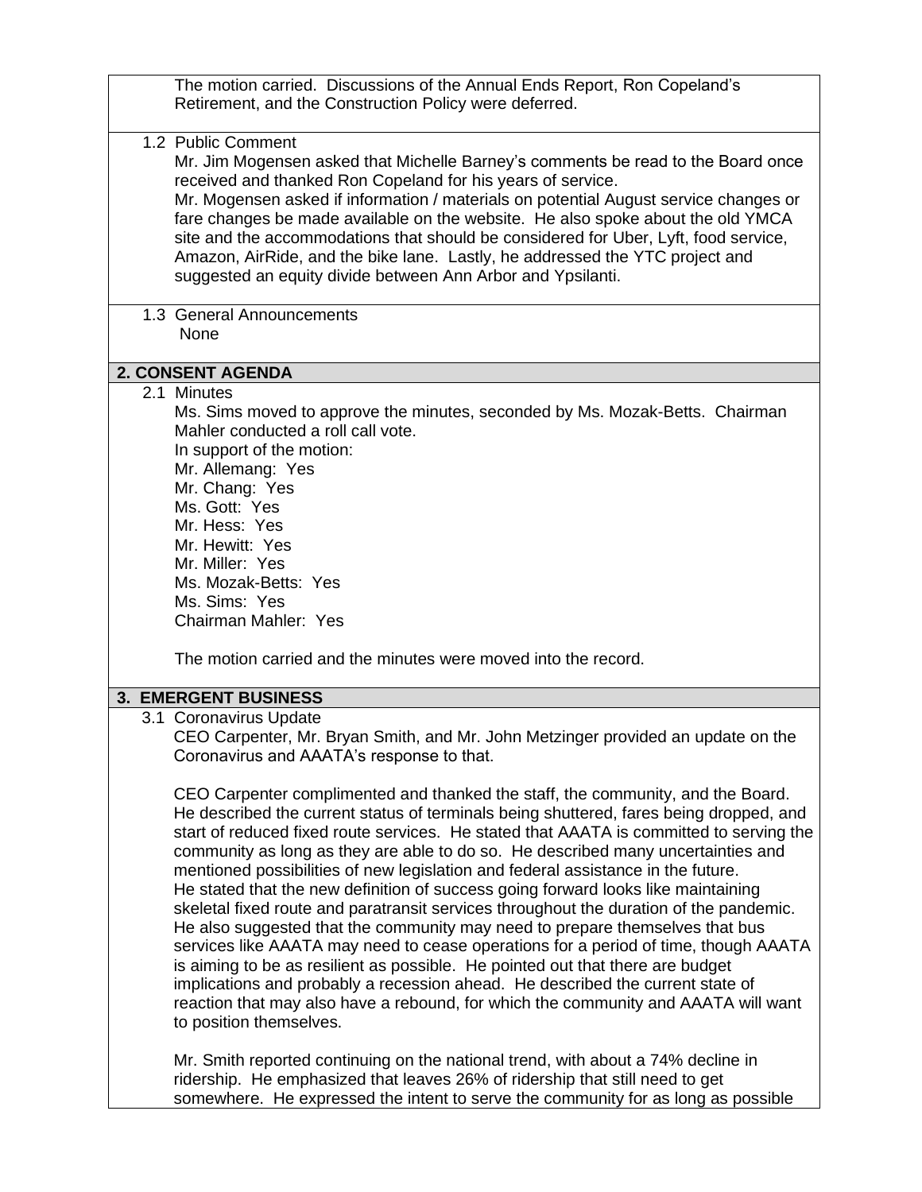The motion carried. Discussions of the Annual Ends Report, Ron Copeland's Retirement, and the Construction Policy were deferred.

1.2 Public Comment

Mr. Jim Mogensen asked that Michelle Barney's comments be read to the Board once received and thanked Ron Copeland for his years of service.

Mr. Mogensen asked if information / materials on potential August service changes or fare changes be made available on the website. He also spoke about the old YMCA site and the accommodations that should be considered for Uber, Lyft, food service, Amazon, AirRide, and the bike lane. Lastly, he addressed the YTC project and suggested an equity divide between Ann Arbor and Ypsilanti.

1.3 General Announcements

None

## 2. CONSENT AGENDA

2.1 Minutes

Ms. Sims moved to approve the minutes, seconded by Ms. Mozak-Betts. Chairman Mahler conducted a roll call vote.

In support of the motion:

Mr. Allemang: Yes
Mr. Chang: Yes
Ms. Gott: Yes
Mr. Hess: Yes
Mr. Hewitt: Yes
Mr. Miller: Yes
Ms. Mozak-Betts: Yes
Ms. Sims: Yes
Chairman Mahler: Yes

The motion carried and the minutes were moved into the record.

## 3. EMERGENT BUSINESS

3.1 Coronavirus Update

CEO Carpenter, Mr. Bryan Smith, and Mr. John Metzinger provided an update on the Coronavirus and AAATA's response to that.

CEO Carpenter complimented and thanked the staff, the community, and the Board. He described the current status of terminals being shuttered, fares being dropped, and start of reduced fixed route services. He stated that AAATA is committed to serving the community as long as they are able to do so. He described many uncertainties and mentioned possibilities of new legislation and federal assistance in the future. He stated that the new definition of success going forward looks like maintaining skeletal fixed route and paratransit services throughout the duration of the pandemic. He also suggested that the community may need to prepare themselves that bus services like AAATA may need to cease operations for a period of time, though AAATA is aiming to be as resilient as possible. He pointed out that there are budget implications and probably a recession ahead. He described the current state of reaction that may also have a rebound, for which the community and AAATA will want to position themselves.

Mr. Smith reported continuing on the national trend, with about a 74% decline in ridership. He emphasized that leaves 26% of ridership that still need to get somewhere. He expressed the intent to serve the community for as long as possible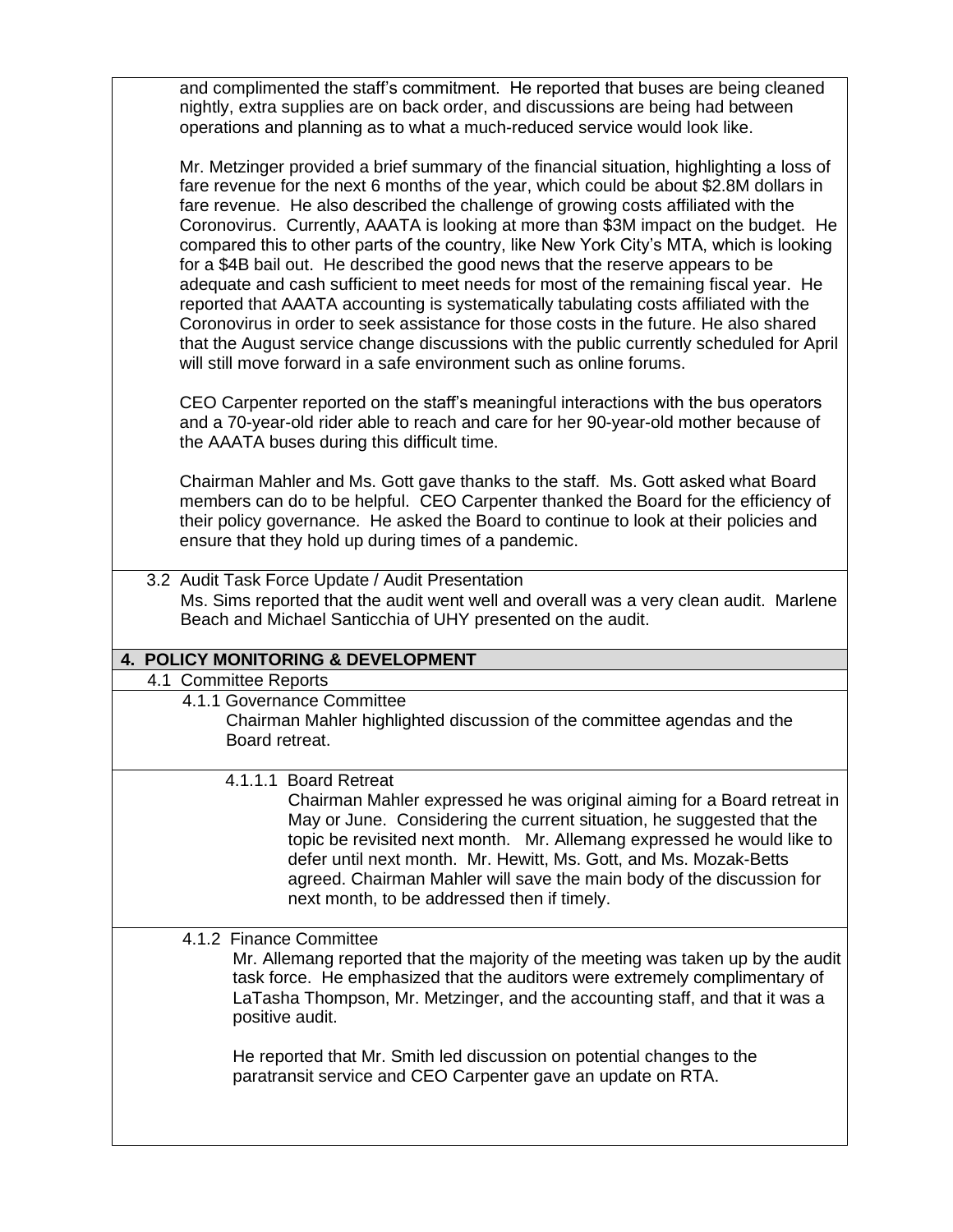and complimented the staff's commitment. He reported that buses are being cleaned nightly, extra supplies are on back order, and discussions are being had between operations and planning as to what a much-reduced service would look like.

Mr. Metzinger provided a brief summary of the financial situation, highlighting a loss of fare revenue for the next 6 months of the year, which could be about $2.8M dollars in fare revenue. He also described the challenge of growing costs affiliated with the Coronovirus. Currently, AAATA is looking at more than $3M impact on the budget. He compared this to other parts of the country, like New York City's MTA, which is looking for a $4B bail out. He described the good news that the reserve appears to be adequate and cash sufficient to meet needs for most of the remaining fiscal year. He reported that AAATA accounting is systematically tabulating costs affiliated with the Coronovirus in order to seek assistance for those costs in the future. He also shared that the August service change discussions with the public currently scheduled for April will still move forward in a safe environment such as online forums.

CEO Carpenter reported on the staff's meaningful interactions with the bus operators and a 70-year-old rider able to reach and care for her 90-year-old mother because of the AAATA buses during this difficult time.

Chairman Mahler and Ms. Gott gave thanks to the staff. Ms. Gott asked what Board members can do to be helpful. CEO Carpenter thanked the Board for the efficiency of their policy governance. He asked the Board to continue to look at their policies and ensure that they hold up during times of a pandemic.

3.2 Audit Task Force Update / Audit Presentation

Ms. Sims reported that the audit went well and overall was a very clean audit. Marlene Beach and Michael Santicchia of UHY presented on the audit.

## 4. POLICY MONITORING & DEVELOPMENT

4.1 Committee Reports

4.1.1 Governance Committee

Chairman Mahler highlighted discussion of the committee agendas and the Board retreat.

4.1.1.1 Board Retreat

Chairman Mahler expressed he was original aiming for a Board retreat in May or June. Considering the current situation, he suggested that the topic be revisited next month. Mr. Allemang expressed he would like to defer until next month. Mr. Hewitt, Ms. Gott, and Ms. Mozak-Betts agreed. Chairman Mahler will save the main body of the discussion for next month, to be addressed then if timely.

4.1.2 Finance Committee

Mr. Allemang reported that the majority of the meeting was taken up by the audit task force. He emphasized that the auditors were extremely complimentary of LaTasha Thompson, Mr. Metzinger, and the accounting staff, and that it was a positive audit.

He reported that Mr. Smith led discussion on potential changes to the paratransit service and CEO Carpenter gave an update on RTA.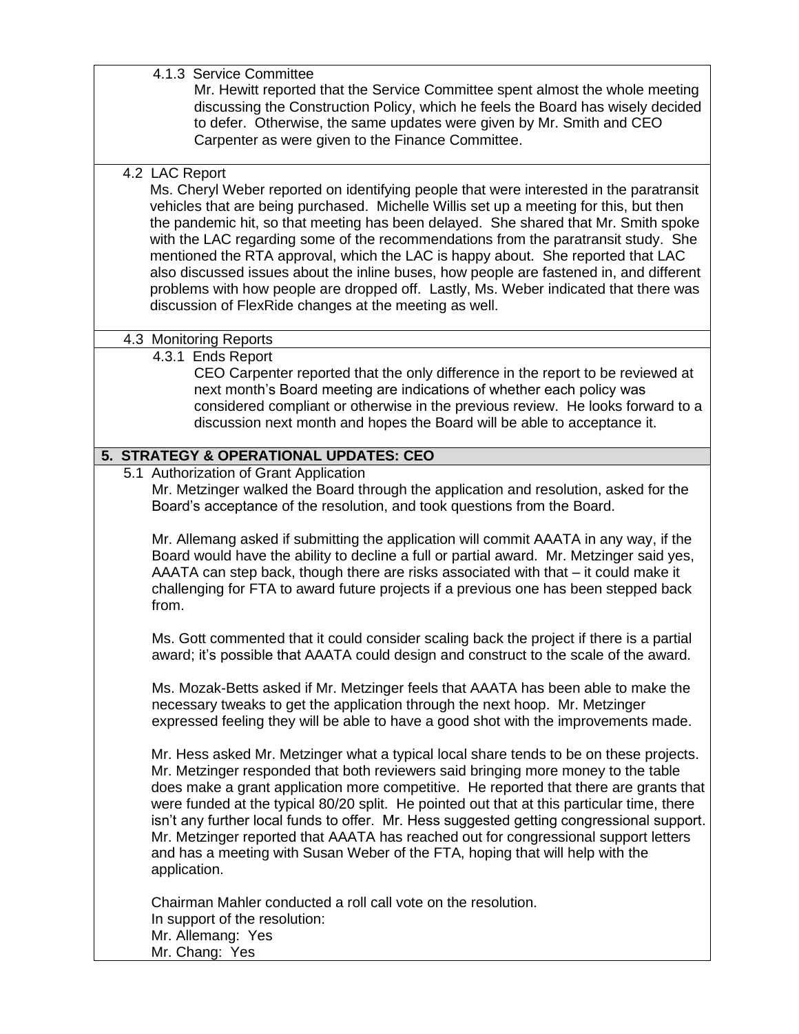#### 4.1.3 Service Committee

Mr. Hewitt reported that the Service Committee spent almost the whole meeting discussing the Construction Policy, which he feels the Board has wisely decided to defer. Otherwise, the same updates were given by Mr. Smith and CEO Carpenter as were given to the Finance Committee.

### 4.2 LAC Report

Ms. Cheryl Weber reported on identifying people that were interested in the paratransit vehicles that are being purchased. Michelle Willis set up a meeting for this, but then the pandemic hit, so that meeting has been delayed. She shared that Mr. Smith spoke with the LAC regarding some of the recommendations from the paratransit study. She mentioned the RTA approval, which the LAC is happy about. She reported that LAC also discussed issues about the inline buses, how people are fastened in, and different problems with how people are dropped off. Lastly, Ms. Weber indicated that there was discussion of FlexRide changes at the meeting as well.

### 4.3 Monitoring Reports

#### 4.3.1 Ends Report

CEO Carpenter reported that the only difference in the report to be reviewed at next month's Board meeting are indications of whether each policy was considered compliant or otherwise in the previous review. He looks forward to a discussion next month and hopes the Board will be able to acceptance it.

## 5. STRATEGY & OPERATIONAL UPDATES: CEO

### 5.1 Authorization of Grant Application

Mr. Metzinger walked the Board through the application and resolution, asked for the Board's acceptance of the resolution, and took questions from the Board.

Mr. Allemang asked if submitting the application will commit AAATA in any way, if the Board would have the ability to decline a full or partial award. Mr. Metzinger said yes, AAATA can step back, though there are risks associated with that – it could make it challenging for FTA to award future projects if a previous one has been stepped back from.

Ms. Gott commented that it could consider scaling back the project if there is a partial award; it's possible that AAATA could design and construct to the scale of the award.

Ms. Mozak-Betts asked if Mr. Metzinger feels that AAATA has been able to make the necessary tweaks to get the application through the next hoop. Mr. Metzinger expressed feeling they will be able to have a good shot with the improvements made.

Mr. Hess asked Mr. Metzinger what a typical local share tends to be on these projects. Mr. Metzinger responded that both reviewers said bringing more money to the table does make a grant application more competitive. He reported that there are grants that were funded at the typical 80/20 split. He pointed out that at this particular time, there isn't any further local funds to offer. Mr. Hess suggested getting congressional support. Mr. Metzinger reported that AAATA has reached out for congressional support letters and has a meeting with Susan Weber of the FTA, hoping that will help with the application.

Chairman Mahler conducted a roll call vote on the resolution.
In support of the resolution:
Mr. Allemang: Yes
Mr. Chang: Yes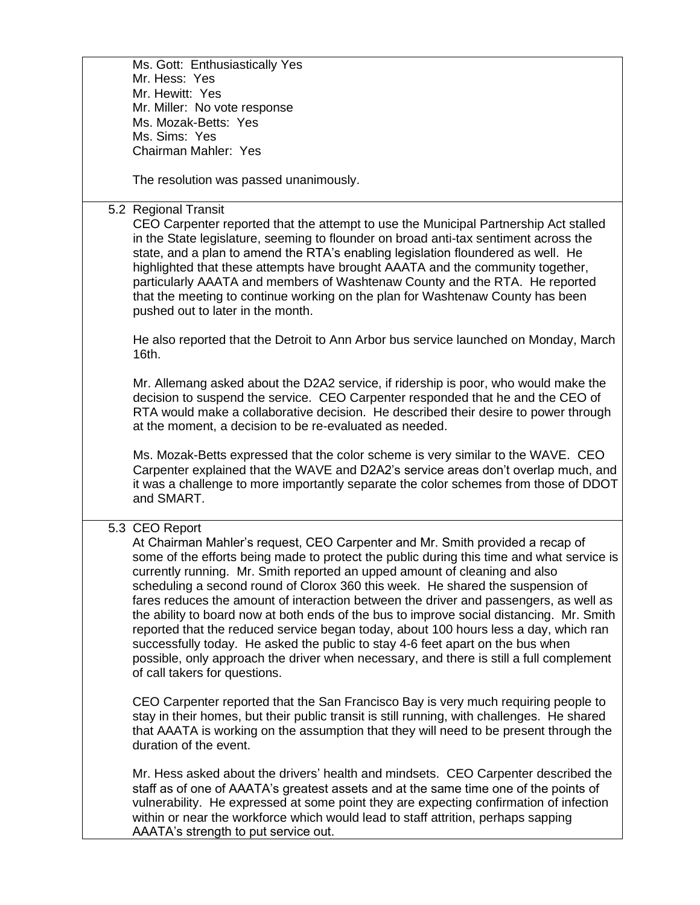Ms. Gott: Enthusiastically Yes
Mr. Hess: Yes
Mr. Hewitt: Yes
Mr. Miller: No vote response
Ms. Mozak-Betts: Yes
Ms. Sims: Yes
Chairman Mahler: Yes

The resolution was passed unanimously.

5.2 Regional Transit

CEO Carpenter reported that the attempt to use the Municipal Partnership Act stalled in the State legislature, seeming to flounder on broad anti-tax sentiment across the state, and a plan to amend the RTA's enabling legislation floundered as well. He highlighted that these attempts have brought AAATA and the community together, particularly AAATA and members of Washtenaw County and the RTA. He reported that the meeting to continue working on the plan for Washtenaw County has been pushed out to later in the month.

He also reported that the Detroit to Ann Arbor bus service launched on Monday, March 16th.

Mr. Allemang asked about the D2A2 service, if ridership is poor, who would make the decision to suspend the service. CEO Carpenter responded that he and the CEO of RTA would make a collaborative decision. He described their desire to power through at the moment, a decision to be re-evaluated as needed.

Ms. Mozak-Betts expressed that the color scheme is very similar to the WAVE. CEO Carpenter explained that the WAVE and D2A2's service areas don't overlap much, and it was a challenge to more importantly separate the color schemes from those of DDOT and SMART.

5.3 CEO Report

At Chairman Mahler's request, CEO Carpenter and Mr. Smith provided a recap of some of the efforts being made to protect the public during this time and what service is currently running. Mr. Smith reported an upped amount of cleaning and also scheduling a second round of Clorox 360 this week. He shared the suspension of fares reduces the amount of interaction between the driver and passengers, as well as the ability to board now at both ends of the bus to improve social distancing. Mr. Smith reported that the reduced service began today, about 100 hours less a day, which ran successfully today. He asked the public to stay 4-6 feet apart on the bus when possible, only approach the driver when necessary, and there is still a full complement of call takers for questions.

CEO Carpenter reported that the San Francisco Bay is very much requiring people to stay in their homes, but their public transit is still running, with challenges. He shared that AAATA is working on the assumption that they will need to be present through the duration of the event.

Mr. Hess asked about the drivers' health and mindsets. CEO Carpenter described the staff as of one of AAATA's greatest assets and at the same time one of the points of vulnerability. He expressed at some point they are expecting confirmation of infection within or near the workforce which would lead to staff attrition, perhaps sapping AAATA's strength to put service out.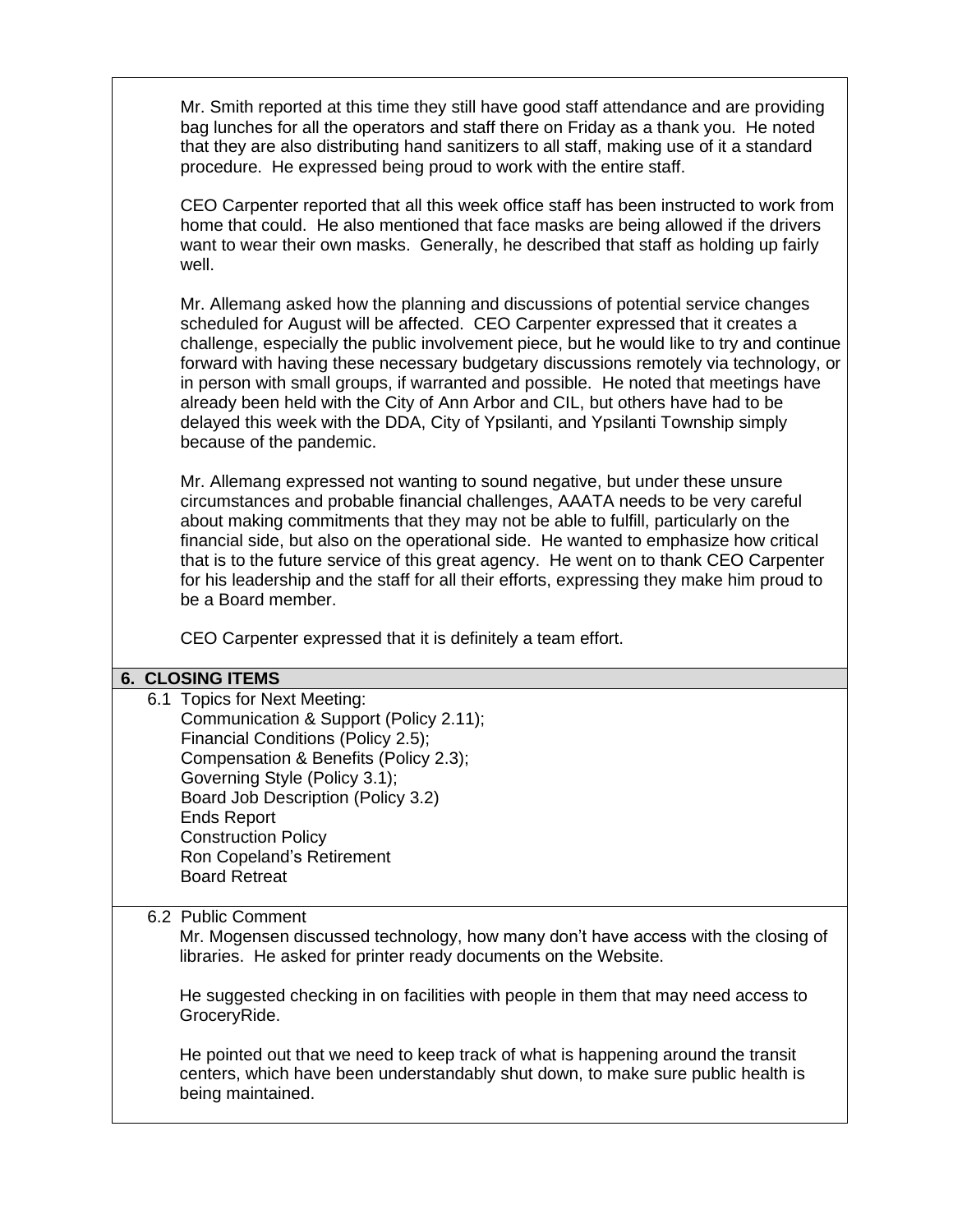Mr. Smith reported at this time they still have good staff attendance and are providing bag lunches for all the operators and staff there on Friday as a thank you. He noted that they are also distributing hand sanitizers to all staff, making use of it a standard procedure. He expressed being proud to work with the entire staff.

CEO Carpenter reported that all this week office staff has been instructed to work from home that could. He also mentioned that face masks are being allowed if the drivers want to wear their own masks. Generally, he described that staff as holding up fairly well.

Mr. Allemang asked how the planning and discussions of potential service changes scheduled for August will be affected. CEO Carpenter expressed that it creates a challenge, especially the public involvement piece, but he would like to try and continue forward with having these necessary budgetary discussions remotely via technology, or in person with small groups, if warranted and possible. He noted that meetings have already been held with the City of Ann Arbor and CIL, but others have had to be delayed this week with the DDA, City of Ypsilanti, and Ypsilanti Township simply because of the pandemic.

Mr. Allemang expressed not wanting to sound negative, but under these unsure circumstances and probable financial challenges, AAATA needs to be very careful about making commitments that they may not be able to fulfill, particularly on the financial side, but also on the operational side. He wanted to emphasize how critical that is to the future service of this great agency. He went on to thank CEO Carpenter for his leadership and the staff for all their efforts, expressing they make him proud to be a Board member.

CEO Carpenter expressed that it is definitely a team effort.

## 6. CLOSING ITEMS

6.1 Topics for Next Meeting:
Communication & Support (Policy 2.11);
Financial Conditions (Policy 2.5);
Compensation & Benefits (Policy 2.3);
Governing Style (Policy 3.1);
Board Job Description (Policy 3.2)
Ends Report
Construction Policy
Ron Copeland's Retirement
Board Retreat

6.2 Public Comment

Mr. Mogensen discussed technology, how many don't have access with the closing of libraries. He asked for printer ready documents on the Website.

He suggested checking in on facilities with people in them that may need access to GroceryRide.

He pointed out that we need to keep track of what is happening around the transit centers, which have been understandably shut down, to make sure public health is being maintained.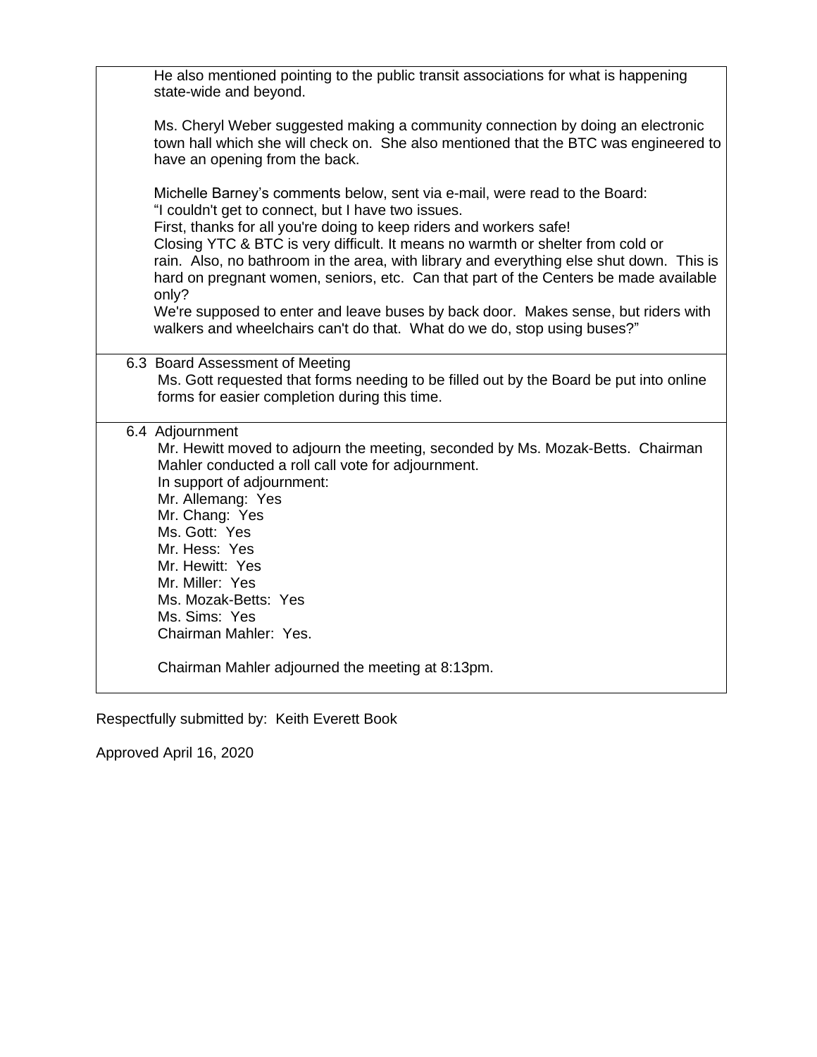He also mentioned pointing to the public transit associations for what is happening state-wide and beyond.

Ms. Cheryl Weber suggested making a community connection by doing an electronic town hall which she will check on. She also mentioned that the BTC was engineered to have an opening from the back.

Michelle Barney's comments below, sent via e-mail, were read to the Board:
"I couldn't get to connect, but I have two issues.
First, thanks for all you're doing to keep riders and workers safe!
Closing YTC & BTC is very difficult. It means no warmth or shelter from cold or rain. Also, no bathroom in the area, with library and everything else shut down. This is hard on pregnant women, seniors, etc. Can that part of the Centers be made available only?
We're supposed to enter and leave buses by back door. Makes sense, but riders with walkers and wheelchairs can't do that. What do we do, stop using buses?"

6.3 Board Assessment of Meeting

Ms. Gott requested that forms needing to be filled out by the Board be put into online forms for easier completion during this time.

6.4 Adjournment

Mr. Hewitt moved to adjourn the meeting, seconded by Ms. Mozak-Betts. Chairman Mahler conducted a roll call vote for adjournment.
In support of adjournment:
Mr. Allemang: Yes
Mr. Chang: Yes
Ms. Gott: Yes
Mr. Hess: Yes
Mr. Hewitt: Yes
Mr. Miller: Yes
Ms. Mozak-Betts: Yes
Ms. Sims: Yes
Chairman Mahler: Yes.

Chairman Mahler adjourned the meeting at 8:13pm.

Respectfully submitted by: Keith Everett Book

Approved April 16, 2020